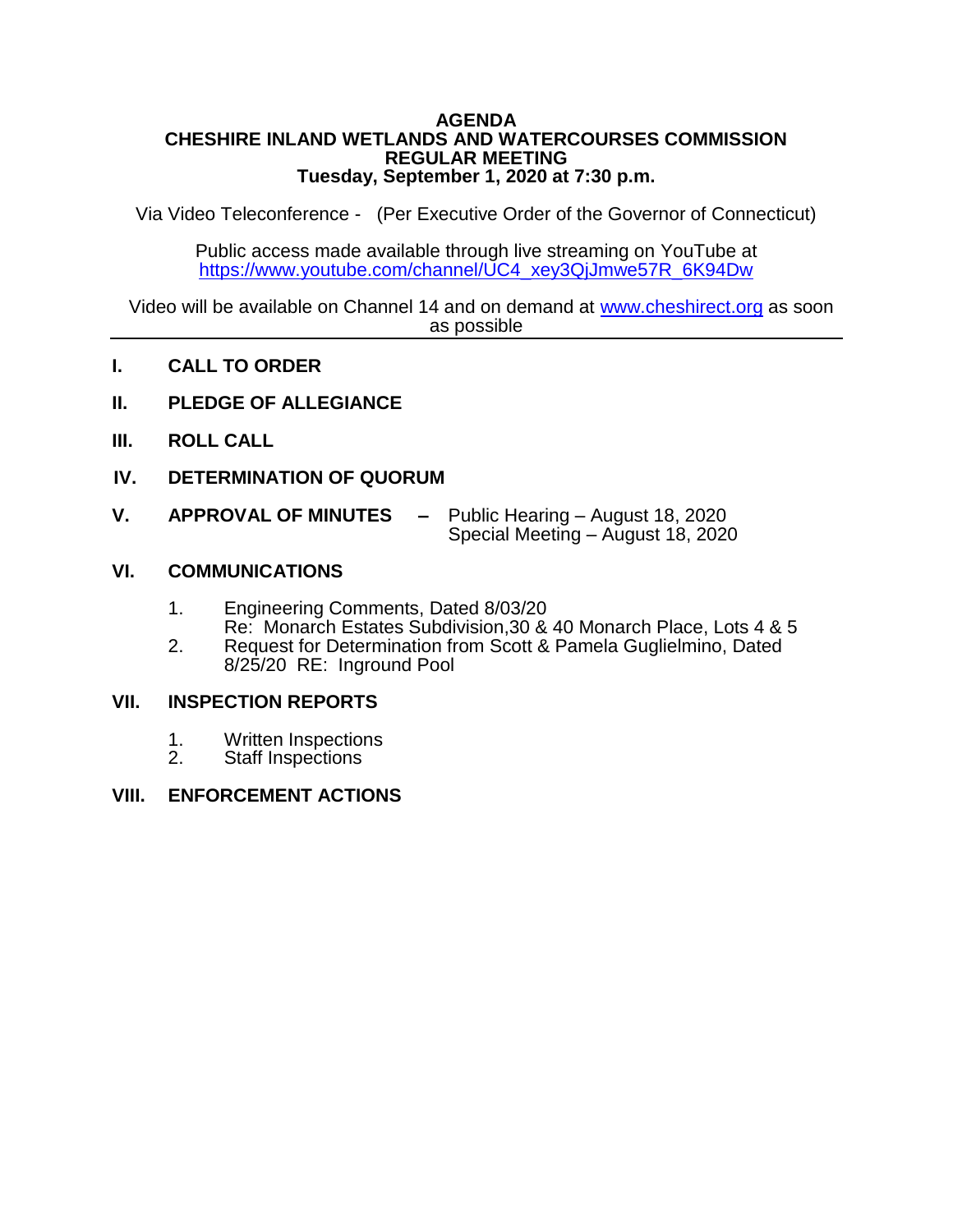# AGENDA
# CHESHIRE INLAND WETLANDS AND WATERCOURSES COMMISSION
## REGULAR MEETING
### Tuesday, September 1, 2020 at 7:30 p.m.

Via Video Teleconference - (Per Executive Order of the Governor of Connecticut)

Public access made available through live streaming on YouTube at
https://www.youtube.com/channel/UC4_xey3QjJmwe57R_6K94Dw

Video will be available on Channel 14 and on demand at www.cheshirect.org as soon as possible

---

**I. CALL TO ORDER**

**II. PLEDGE OF ALLEGIANCE**

**III. ROLL CALL**

**IV. DETERMINATION OF QUORUM**

**V. APPROVAL OF MINUTES –** Public Hearing – August 18, 2020
Special Meeting – August 18, 2020

**VI. COMMUNICATIONS**

1. Engineering Comments, Dated 8/03/20
   Re: Monarch Estates Subdivision,30 & 40 Monarch Place, Lots 4 & 5
2. Request for Determination from Scott & Pamela Guglielmino, Dated 8/25/20 RE: Inground Pool

**VII. INSPECTION REPORTS**

1. Written Inspections
2. Staff Inspections

**VIII. ENFORCEMENT ACTIONS**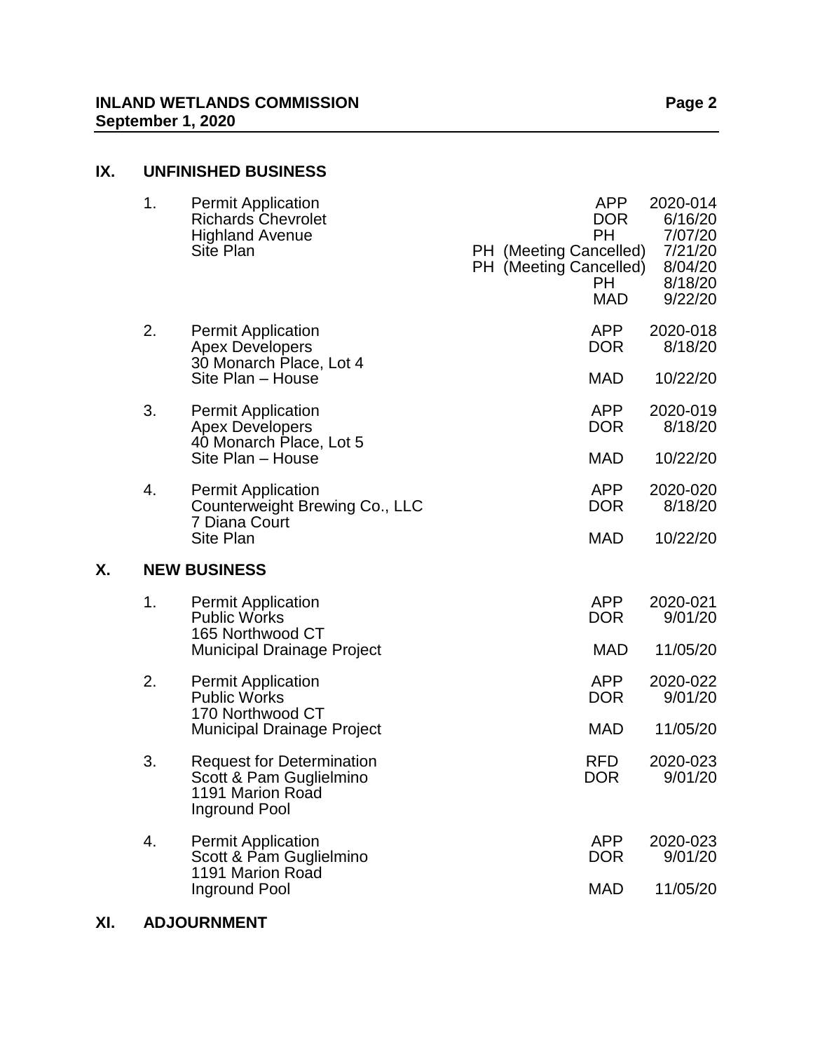## IX. UNFINISHED BUSINESS

| | | | |
|---|---|---|---|
| 1. | Permit Application<br>Richards Chevrolet<br>Highland Avenue<br>Site Plan | APP<br>DOR<br>PH<br>PH (Meeting Cancelled)<br>PH (Meeting Cancelled)<br>PH<br>MAD | 2020-014<br>6/16/20<br>7/07/20<br>7/21/20<br>8/04/20<br>8/18/20<br>9/22/20 |
| 2. | Permit Application<br>Apex Developers<br>30 Monarch Place, Lot 4<br>Site Plan – House | APP<br>DOR<br><br>MAD | 2020-018<br>8/18/20<br><br>10/22/20 |
| 3. | Permit Application<br>Apex Developers<br>40 Monarch Place, Lot 5<br>Site Plan – House | APP<br>DOR<br><br>MAD | 2020-019<br>8/18/20<br><br>10/22/20 |
| 4. | Permit Application<br>Counterweight Brewing Co., LLC<br>7 Diana Court<br>Site Plan | APP<br>DOR<br><br>MAD | 2020-020<br>8/18/20<br><br>10/22/20 |

## X. NEW BUSINESS

| | | | |
|---|---|---|---|
| 1. | Permit Application<br>Public Works<br>165 Northwood CT<br>Municipal Drainage Project | APP<br>DOR<br><br>MAD | 2020-021<br>9/01/20<br><br>11/05/20 |
| 2. | Permit Application<br>Public Works<br>170 Northwood CT<br>Municipal Drainage Project | APP<br>DOR<br><br>MAD | 2020-022<br>9/01/20<br><br>11/05/20 |
| 3. | Request for Determination<br>Scott & Pam Guglielmino<br>1191 Marion Road<br>Inground Pool | RFD<br>DOR | 2020-023<br>9/01/20 |
| 4. | Permit Application<br>Scott & Pam Guglielmino<br>1191 Marion Road<br>Inground Pool | APP<br>DOR<br><br>MAD | 2020-023<br>9/01/20<br><br>11/05/20 |

## XI. ADJOURNMENT